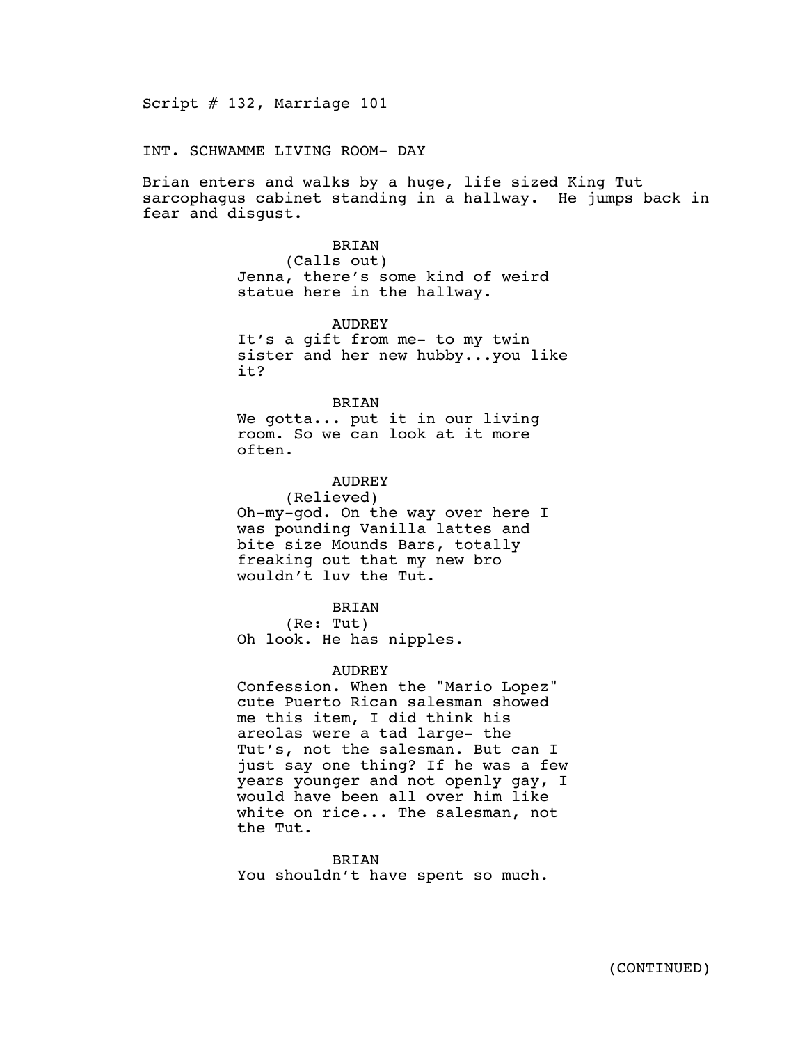Script # 132, Marriage 101

INT. SCHWAMME LIVING ROOM- DAY

Brian enters and walks by a huge, life sized King Tut sarcophagus cabinet standing in a hallway. He jumps back in fear and disgust.

BRIAN
(Calls out)
Jenna, there's some kind of weird statue here in the hallway.

AUDREY
It's a gift from me- to my twin sister and her new hubby...you like it?

BRIAN
We gotta... put it in our living room. So we can look at it more often.

AUDREY
(Relieved)
Oh-my-god. On the way over here I was pounding Vanilla lattes and bite size Mounds Bars, totally freaking out that my new bro wouldn't luv the Tut.

BRIAN
(Re: Tut)
Oh look. He has nipples.

AUDREY
Confession. When the "Mario Lopez" cute Puerto Rican salesman showed me this item, I did think his areolas were a tad large- the Tut's, not the salesman. But can I just say one thing? If he was a few years younger and not openly gay, I would have been all over him like white on rice... The salesman, not the Tut.

BRIAN
You shouldn't have spent so much.

(CONTINUED)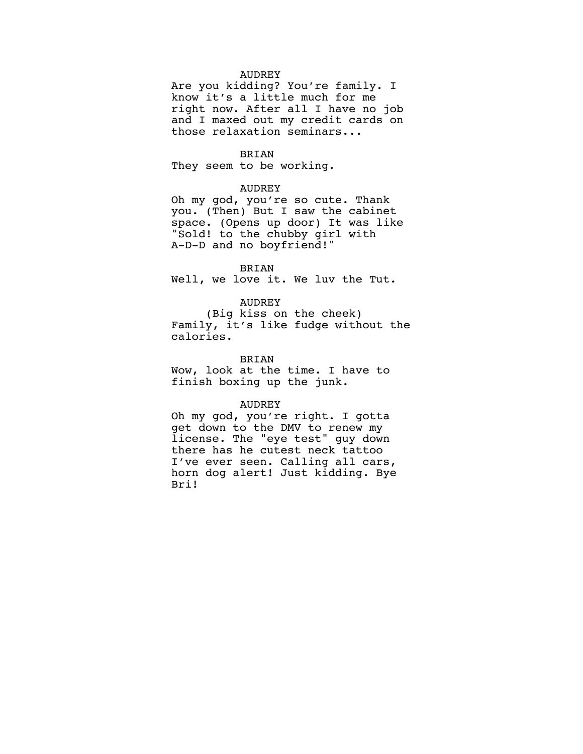AUDREY

Are you kidding? You're family. I know it's a little much for me right now. After all I have no job and I maxed out my credit cards on those relaxation seminars...

BRIAN

They seem to be working.

AUDREY

Oh my god, you're so cute. Thank you. (Then) But I saw the cabinet space. (Opens up door) It was like "Sold! to the chubby girl with A-D-D and no boyfriend!"

BRIAN

Well, we love it. We luv the Tut.

AUDREY

(Big kiss on the cheek)

Family, it's like fudge without the calories.

BRIAN

Wow, look at the time. I have to finish boxing up the junk.

AUDREY

Oh my god, you're right. I gotta get down to the DMV to renew my license. The "eye test" guy down there has he cutest neck tattoo I've ever seen. Calling all cars, horn dog alert! Just kidding. Bye Bri!